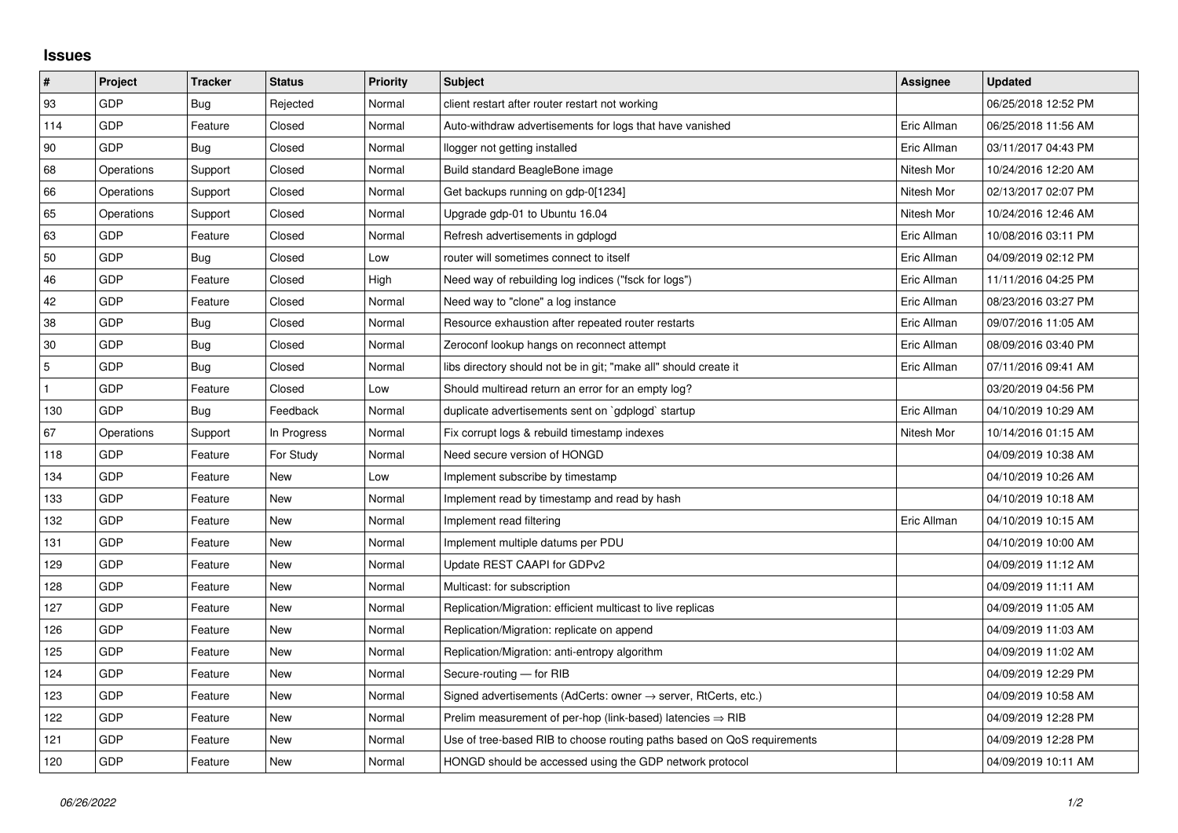## Issues

| # | Project | Tracker | Status | Priority | Subject | Assignee | Updated |
|---|---|---|---|---|---|---|---|
| 93 | GDP | Bug | Rejected | Normal | client restart after router restart not working | | 06/25/2018 12:52 PM |
| 114 | GDP | Feature | Closed | Normal | Auto-withdraw advertisements for logs that have vanished | Eric Allman | 06/25/2018 11:56 AM |
| 90 | GDP | Bug | Closed | Normal | llogger not getting installed | Eric Allman | 03/11/2017 04:43 PM |
| 68 | Operations | Support | Closed | Normal | Build standard BeagleBone image | Nitesh Mor | 10/24/2016 12:20 AM |
| 66 | Operations | Support | Closed | Normal | Get backups running on gdp-0[1234] | Nitesh Mor | 02/13/2017 02:07 PM |
| 65 | Operations | Support | Closed | Normal | Upgrade gdp-01 to Ubuntu 16.04 | Nitesh Mor | 10/24/2016 12:46 AM |
| 63 | GDP | Feature | Closed | Normal | Refresh advertisements in gdplogd | Eric Allman | 10/08/2016 03:11 PM |
| 50 | GDP | Bug | Closed | Low | router will sometimes connect to itself | Eric Allman | 04/09/2019 02:12 PM |
| 46 | GDP | Feature | Closed | High | Need way of rebuilding log indices ("fsck for logs") | Eric Allman | 11/11/2016 04:25 PM |
| 42 | GDP | Feature | Closed | Normal | Need way to "clone" a log instance | Eric Allman | 08/23/2016 03:27 PM |
| 38 | GDP | Bug | Closed | Normal | Resource exhaustion after repeated router restarts | Eric Allman | 09/07/2016 11:05 AM |
| 30 | GDP | Bug | Closed | Normal | Zeroconf lookup hangs on reconnect attempt | Eric Allman | 08/09/2016 03:40 PM |
| 5 | GDP | Bug | Closed | Normal | libs directory should not be in git; "make all" should create it | Eric Allman | 07/11/2016 09:41 AM |
| 1 | GDP | Feature | Closed | Low | Should multiread return an error for an empty log? | | 03/20/2019 04:56 PM |
| 130 | GDP | Bug | Feedback | Normal | duplicate advertisements sent on `gdplogd` startup | Eric Allman | 04/10/2019 10:29 AM |
| 67 | Operations | Support | In Progress | Normal | Fix corrupt logs & rebuild timestamp indexes | Nitesh Mor | 10/14/2016 01:15 AM |
| 118 | GDP | Feature | For Study | Normal | Need secure version of HONGD | | 04/09/2019 10:38 AM |
| 134 | GDP | Feature | New | Low | Implement subscribe by timestamp | | 04/10/2019 10:26 AM |
| 133 | GDP | Feature | New | Normal | Implement read by timestamp and read by hash | | 04/10/2019 10:18 AM |
| 132 | GDP | Feature | New | Normal | Implement read filtering | Eric Allman | 04/10/2019 10:15 AM |
| 131 | GDP | Feature | New | Normal | Implement multiple datums per PDU | | 04/10/2019 10:00 AM |
| 129 | GDP | Feature | New | Normal | Update REST CAAPI for GDPv2 | | 04/09/2019 11:12 AM |
| 128 | GDP | Feature | New | Normal | Multicast: for subscription | | 04/09/2019 11:11 AM |
| 127 | GDP | Feature | New | Normal | Replication/Migration: efficient multicast to live replicas | | 04/09/2019 11:05 AM |
| 126 | GDP | Feature | New | Normal | Replication/Migration: replicate on append | | 04/09/2019 11:03 AM |
| 125 | GDP | Feature | New | Normal | Replication/Migration: anti-entropy algorithm | | 04/09/2019 11:02 AM |
| 124 | GDP | Feature | New | Normal | Secure-routing — for RIB | | 04/09/2019 12:29 PM |
| 123 | GDP | Feature | New | Normal | Signed advertisements (AdCerts: owner → server, RtCerts, etc.) | | 04/09/2019 10:58 AM |
| 122 | GDP | Feature | New | Normal | Prelim measurement of per-hop (link-based) latencies ⇒ RIB | | 04/09/2019 12:28 PM |
| 121 | GDP | Feature | New | Normal | Use of tree-based RIB to choose routing paths based on QoS requirements | | 04/09/2019 12:28 PM |
| 120 | GDP | Feature | New | Normal | HONGD should be accessed using the GDP network protocol | | 04/09/2019 10:11 AM |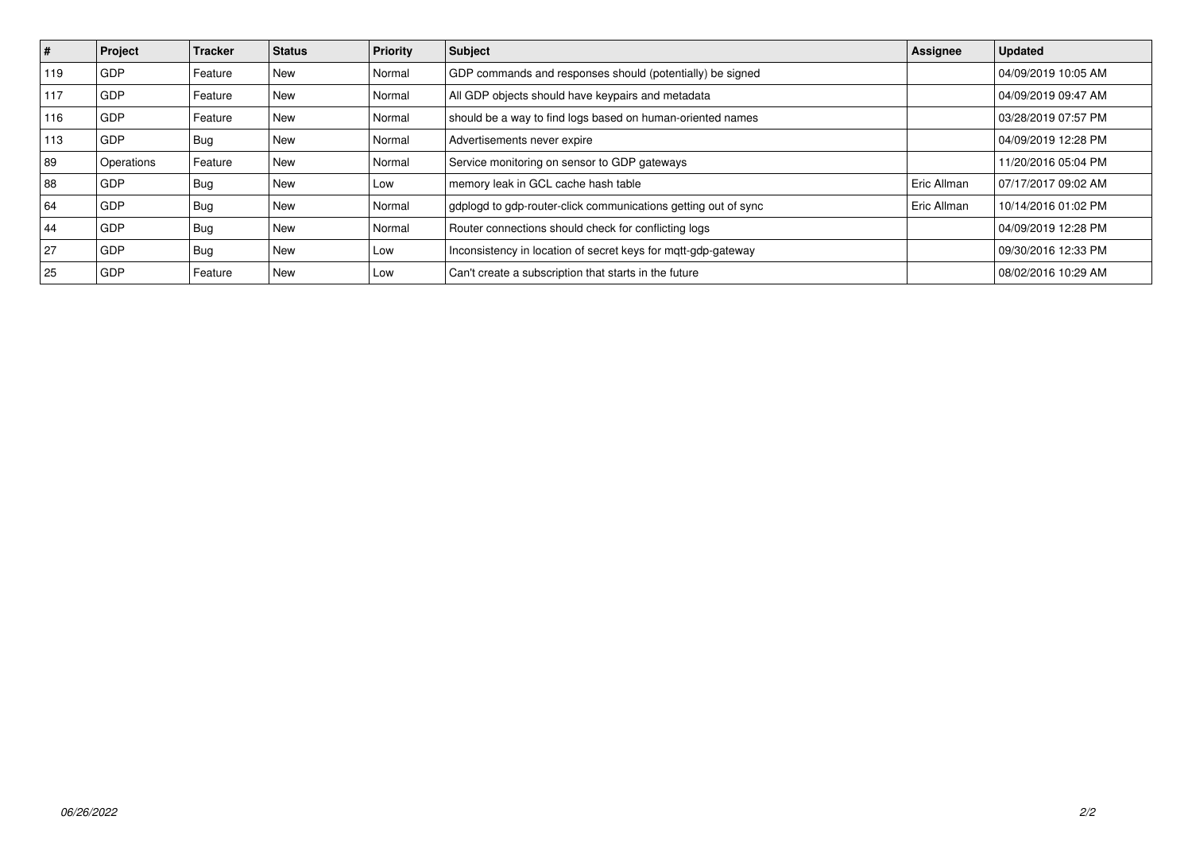| # | Project | Tracker | Status | Priority | Subject | Assignee | Updated |
|---|---|---|---|---|---|---|---|
| 119 | GDP | Feature | New | Normal | GDP commands and responses should (potentially) be signed | | 04/09/2019 10:05 AM |
| 117 | GDP | Feature | New | Normal | All GDP objects should have keypairs and metadata | | 04/09/2019 09:47 AM |
| 116 | GDP | Feature | New | Normal | should be a way to find logs based on human-oriented names | | 03/28/2019 07:57 PM |
| 113 | GDP | Bug | New | Normal | Advertisements never expire | | 04/09/2019 12:28 PM |
| 89 | Operations | Feature | New | Normal | Service monitoring on sensor to GDP gateways | | 11/20/2016 05:04 PM |
| 88 | GDP | Bug | New | Low | memory leak in GCL cache hash table | Eric Allman | 07/17/2017 09:02 AM |
| 64 | GDP | Bug | New | Normal | gdplogd to gdp-router-click communications getting out of sync | Eric Allman | 10/14/2016 01:02 PM |
| 44 | GDP | Bug | New | Normal | Router connections should check for conflicting logs | | 04/09/2019 12:28 PM |
| 27 | GDP | Bug | New | Low | Inconsistency in location of secret keys for mqtt-gdp-gateway | | 09/30/2016 12:33 PM |
| 25 | GDP | Feature | New | Low | Can't create a subscription that starts in the future | | 08/02/2016 10:29 AM |